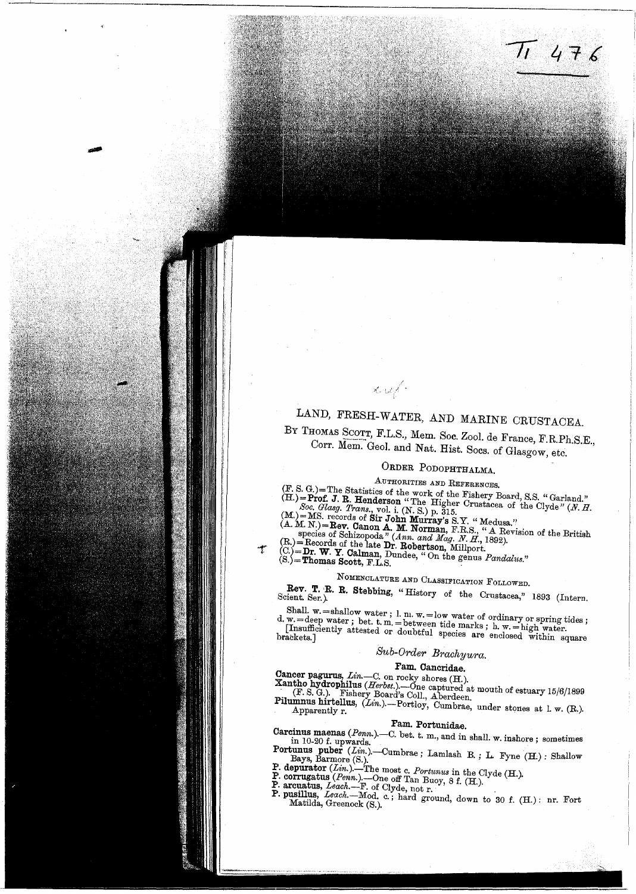# LAND, FRESH-WATER, AND MARINE CRUSTACEA.

By Thomas Scott, F.L.S., Mem. Soc. Zool. de France, F.R.Ph.S.E., Corr. Mem. Geol. and Nat. Hist. Socs. of Glasgow, etc.

## Order Podophthalma.

### Authorities and References.

(F. S. G.)=The Statistics of the work of the Fishery Board, S.S. "Garland."
(H.)=**Prof. J. R. Henderson** "The Higher Crustacea of the Clyde" (*N. H. Soc. Glasg. Trans.*, vol. i. (N. S.) p. 315.
(M.)=MS. records of **Sir John Murray's** S.Y. "Medusa."
(A. M. N.)=**Rev. Canon A. M. Norman**, F.R.S., "A Revision of the British species of Schizopoda" (*Ann. and Mag. N. H.*, 1892).
(R.)=Records of the late **Dr. Robertson**, Millport.
(C.)=**Dr. W. T. Calman**, Dundee, "On the genus *Pandalus*."
(S.)=**Thomas Scott**, F.L.S.

### Nomenclature and Classification Followed.

**Rev. T. R. R. Stebbing**, "History of the Crustacea," 1893 (Intern. Scient. Ser.).

Shall. w.=shallow water; l. m. w.=low water of ordinary or spring tides; d. w.=deep water; bet. t. m.=between tide marks; h. w.=high water.
[Insufficiently attested or doubtful species are enclosed within square brackets.]

### *Sub-Order Brachyura.*

#### Fam. Cancridae.

**Cancer pagurus**, *Lin.*—C. on rocky shores (H.).
**Xantho hydrophilus** (*Herbst.*).—One captured at mouth of estuary 15/6/1899 (F. S. G.). Fishery Board's Coll., Aberdeen.
**Pilumnus hirtellus**, (*Lin.*).—Portloy, Cumbrae, under stones at l. w. (R.). Apparently r.

#### Fam. Portunidae.

**Carcinus maenas** (*Penn.*).—C. bet. t. m., and in shall. w. inshore; sometimes in 10-20 f. upwards.
**Portunus puber** (*Lin.*).—Cumbrae; Lamlash B.; L. Fyne (H.): Shallow Bays, Barmore (S.).
**P. depurator** (*Lin.*).—The most c. *Portunus* in the Clyde (H.).
**P. corrugatus** (*Penn.*).—One off Tan Buoy, 8 f. (H.).
**P. arcuatus**, *Leach.*—F. of Clyde, not r.
**P. pusillus**, *Leach.*—Mod. c.; hard ground, down to 30 f. (H.): nr. Fort Matilda, Greenock (S.).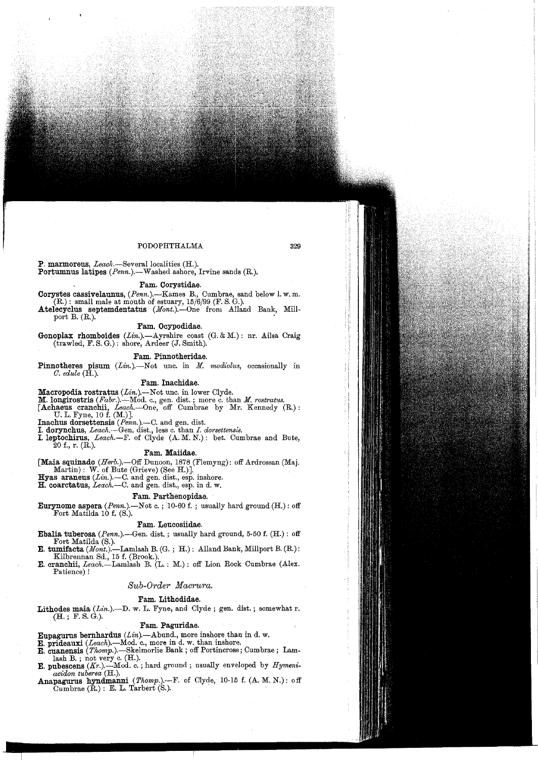**P. marmoreus**, *Leach*.—Several localities (H.).
**Portumnus latipes** (*Penn.*).—Washed ashore, Irvine sands (R.).

### Fam. Corystidae.

**Corystes cassivelaunus**, (*Penn.*).—Kames B., Cumbrae, sand below l. w. m. (R.): small male at mouth of estuary, 15/6/99 (F. S. G.).
**Atelecyclus septemdentatus** (*Mont.*).—One from Alland Bank, Millport B. (R.).

### Fam. Ocypodidae.

**Gonoplax rhomboides** (*Lin.*).—Ayrshire coast (G. & M.): nr. Ailsa Craig (trawled, F. S. G.): shore, Ardeer (J. Smith).

### Fam. Pinnotheridae.

**Pinnotheres pisum** (*Lin.*).—Not unc. in *M. modiolus*, occasionally in *C. edule* (H.).

### Fam. Inachidae.

**Macropodia rostratus** (*Lin.*).—Not unc. in lower Clyde.
**M. longirostris** (*Fabr.*).—Mod. c., gen. dist.; more c. than *M. rostratus*.
[**Achaeus cranchii**, *Leach*.—One, off Cumbrae by Mr. Kennedy (R.): U. L. Fyne, 10 f. (M.)].
**Inachus dorsettensis** (*Penn.*).—C. and gen. dist.
**I. dorynchus**, *Leach*.—Gen. dist., less c. than *I. dorsettensis*.
**I. leptochirus**, *Leach*.—F. of Clyde (A. M. N.): bet. Cumbrae and Bute, 20 f., r. (R.).

### Fam. Maiidae.

[**Maia squinado** (*Herb.*).—Off Dunoon, 1878 (Flemyng): off Ardrossan (Maj. Martin): W. of Bute (Grieve) (See H.)].
**Hyas araneus** (*Lin.*).—C. and gen. dist., esp. inshore.
**H. coarctatus**, *Leach*.—C. and gen. dist., esp. in d. w.

### Fam. Parthenopidae.

**Eurynome aspera** (*Penn.*).—Not c.; 10-60 f.; usually hard ground (H.): off Fort Matilda 10 f. (S.).

### Fam. Leucosiidae.

**Ebalia tuberosa** (*Penn.*).—Gen. dist.; usually hard ground, 5-50 f. (H.): off Fort Matilda (S.).
**E. tumifacta** (*Mont.*).—Lamlash B. (G.; H.): Alland Bank, Millport B. (R.): Kilbrennan Sd., 15 f. (Brook.).
**E. cranchii**, *Leach*.—Lamlash B. (L.: M.): off Lion Rock Cumbrae (Alex. Patience)!

## *Sub-Order Macrura.*

### Fam. Lithodidae.

**Lithodes maia** (*Lin.*).—D. w. L. Fyne, and Clyde; gen. dist.; somewhat r. (H.; F. S. G.).

### Fam. Paguridae.

**Eupagurus bernhardus** (*Lin*).—Abund., more inshore than in d. w.
**E. prideauxi** (*Leach*).—Mod. c., more in d. w. than inshore.
**E. cuanensis** (*Thomp.*).—Skelmorlie Bank; off Portincross; Cumbrae; Lamlash B.; not very c. (H.).
**E. pubescens** (*Kr.*).—Mod. c.; hard ground; usually enveloped by *Hymeniacidon tuberea* (H.).
**Anapagurus hyndmanni** (*Thomp.*).—F. of Clyde, 10-15 f. (A. M. N.): off Cumbrae (R.): E. L. Tarbert (S.).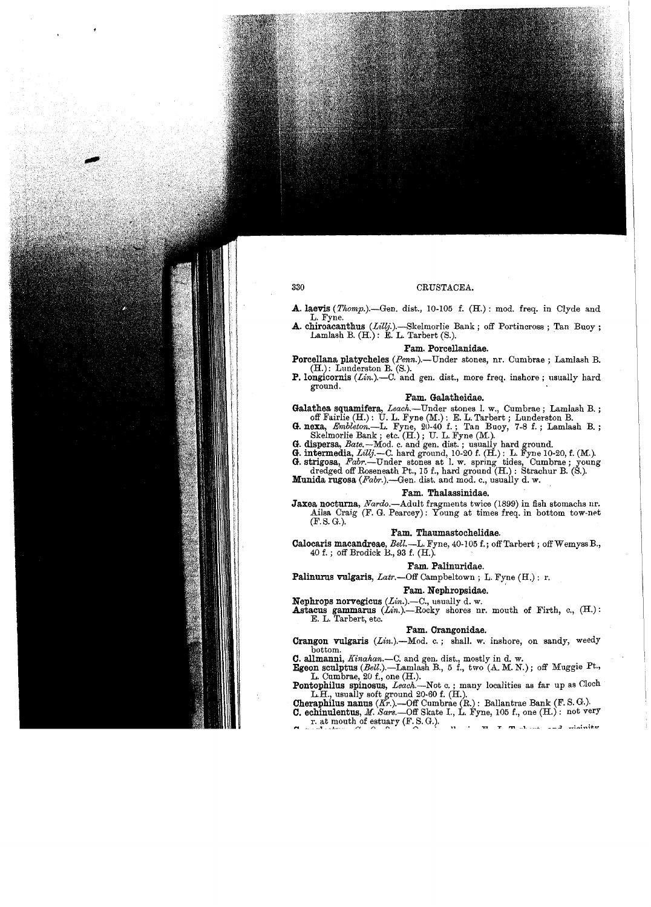**A. laevis** (*Thomp.*).—Gen. dist., 10-105 f. (H.): mod. freq. in Clyde and L. Fyne.

**A. chiroacanthus** (*Lillj.*).—Skelmorlie Bank; off Portincross; Tan Buoy; Lamlash B. (H.): E. L. Tarbert (S.).

### Fam. Porcellanidae.

**Porcellana platycheles** (*Penn.*).—Under stones, nr. Cumbrae; Lamlash B. (H.): Lunderston B. (S.).

**P. longicornis** (*Lin.*).—C. and gen. dist., more freq. inshore; usually hard ground.

### Fam. Galatheidae.

**Galathea squamifera**, *Leach*.—Under stones l. w., Cumbrae; Lamlash B.; off Fairlie (H.): U. L. Fyne (M.): E. L. Tarbert; Lunderston B.

**G. nexa**, *Embleton*.—L. Fyne, 20-40 f.; Tan Buoy, 7-8 f.; Lamlash B.; Skelmorlie Bank; etc. (H.); U. L. Fyne (M.).

**G. dispersa**, *Bate*.—Mod. c. and gen. dist.; usually hard ground.

**G. intermedia**, *Lillj.*—C. hard ground, 10-20 f. (H.): L. Fyne 10-20, f. (M.).

**G. strigosa**, *Fabr.*—Under stones at l. w. spring tides, Cumbrae; young dredged off Roseneath Pt., 15 f., hard ground (H.): Strachur B. (S.).

**Munida rugosa** (*Fabr.*).—Gen. dist. and mod. c., usually d. w.

### Fam. Thalassinidae.

**Jaxea nocturna**, *Nardo*.—Adult fragments twice (1899) in fish stomachs nr. Ailsa Craig (F. G. Pearcey): Young at times freq. in bottom tow-net (F. S. G.).

### Fam. Thaumastochelidae.

**Calocaris macandreae**, *Bell*.—L. Fyne, 40-105 f.; off Tarbert; off Wemyss B., 40 f.; off Brodick B., 93 f. (H.).

### Fam. Palinuridae.

**Palinurus vulgaris**, *Latr.*—Off Campbeltown; L. Fyne (H.): r.

### Fam. Nephropsidae.

**Nephrops norvegicus** (*Lin.*).—C., usually d. w.

**Astacus gammarus** (*Lin.*).—Rocky shores nr. mouth of Firth, c., (H.): E. L. Tarbert, etc.

### Fam. Crangonidae.

**Crangon vulgaris** (*Lin.*).—Mod. c.; shall. w. inshore, on sandy, weedy bottom.

**C. allmanni**, *Kinahan*.—C. and gen. dist., mostly in d. w.

**Egeon sculptus** (*Bell.*).—Lamlash B., 5 f., two (A. M. N.); off Muggie Pt., L. Cumbrae, 20 f., one (H.).

**Pontophilus spinosus**, *Leach*.—Not c.; many localities as far up as Cloch L.H., usually soft ground 20-60 f. (H.).

**Cheraphilus nanus** (*Kr.*).—Off Cumbrae (R.): Ballantrae Bank (F. S. G.).

**C. echinulentus**, *M. Sars*.—Off Skate I., L. Fyne, 105 f., one (H.): not very r. at mouth of estuary (F. S. G.).